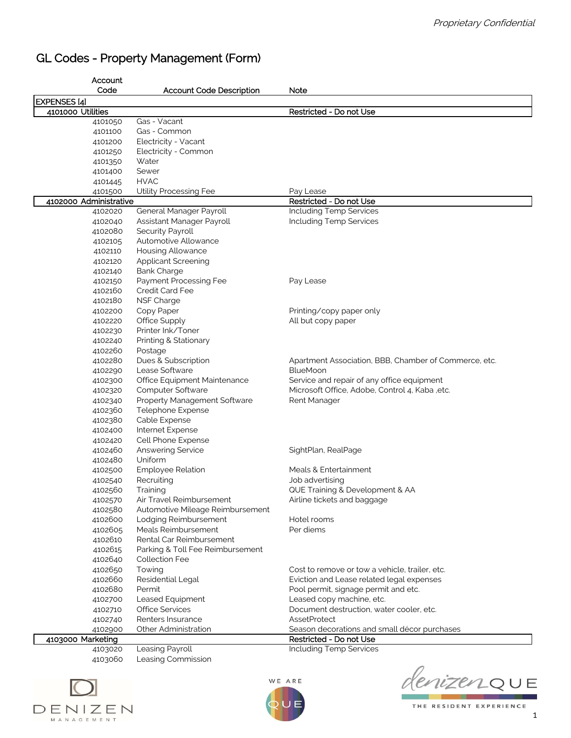# GL Codes - Property Management (Form)

| Account Code | Account Code Description | Note |
|---|---|---|
| **EXPENSES [4]** | | |
| **4101000 Utilities** | | **Restricted - Do not Use** |
| 4101050 | Gas - Vacant | |
| 4101100 | Gas - Common | |
| 4101200 | Electricity - Vacant | |
| 4101250 | Electricity - Common | |
| 4101350 | Water | |
| 4101400 | Sewer | |
| 4101445 | HVAC | |
| 4101500 | Utility Processing Fee | Pay Lease |
| **4102000 Administrative** | | **Restricted - Do not Use** |
| 4102020 | General Manager Payroll | Including Temp Services |
| 4102040 | Assistant Manager Payroll | Including Temp Services |
| 4102080 | Security Payroll | |
| 4102105 | Automotive Allowance | |
| 4102110 | Housing Allowance | |
| 4102120 | Applicant Screening | |
| 4102140 | Bank Charge | |
| 4102150 | Payment Processing Fee | Pay Lease |
| 4102160 | Credit Card Fee | |
| 4102180 | NSF Charge | |
| 4102200 | Copy Paper | Printing/copy paper only |
| 4102220 | Office Supply | All but copy paper |
| 4102230 | Printer Ink/Toner | |
| 4102240 | Printing & Stationary | |
| 4102260 | Postage | |
| 4102280 | Dues & Subscription | Apartment Association, BBB, Chamber of Commerce, etc. |
| 4102290 | Lease Software | BlueMoon |
| 4102300 | Office Equipment Maintenance | Service and repair of any office equipment |
| 4102320 | Computer Software | Microsoft Office, Adobe, Control 4, Kaba ,etc. |
| 4102340 | Property Management Software | Rent Manager |
| 4102360 | Telephone Expense | |
| 4102380 | Cable Expense | |
| 4102400 | Internet Expense | |
| 4102420 | Cell Phone Expense | |
| 4102460 | Answering Service | SightPlan, RealPage |
| 4102480 | Uniform | |
| 4102500 | Employee Relation | Meals & Entertainment |
| 4102540 | Recruiting | Job advertising |
| 4102560 | Training | QUE Training & Development & AA |
| 4102570 | Air Travel Reimbursement | Airline tickets and baggage |
| 4102580 | Automotive Mileage Reimbursement | |
| 4102600 | Lodging Reimbursement | Hotel rooms |
| 4102605 | Meals Reimbursement | Per diems |
| 4102610 | Rental Car Reimbursement | |
| 4102615 | Parking & Toll Fee Reimbursement | |
| 4102640 | Collection Fee | |
| 4102650 | Towing | Cost to remove or tow a vehicle, trailer, etc. |
| 4102660 | Residential Legal | Eviction and Lease related legal expenses |
| 4102680 | Permit | Pool permit, signage permit and etc. |
| 4102700 | Leased Equipment | Leased copy machine, etc. |
| 4102710 | Office Services | Document destruction, water cooler, etc. |
| 4102740 | Renters Insurance | AssetProtect |
| 4102900 | Other Administration | Season decorations and small décor purchases |
| **4103000 Marketing** | | **Restricted - Do not Use** |
| 4103020 | Leasing Payroll | Including Temp Services |
| 4103060 | Leasing Commission | |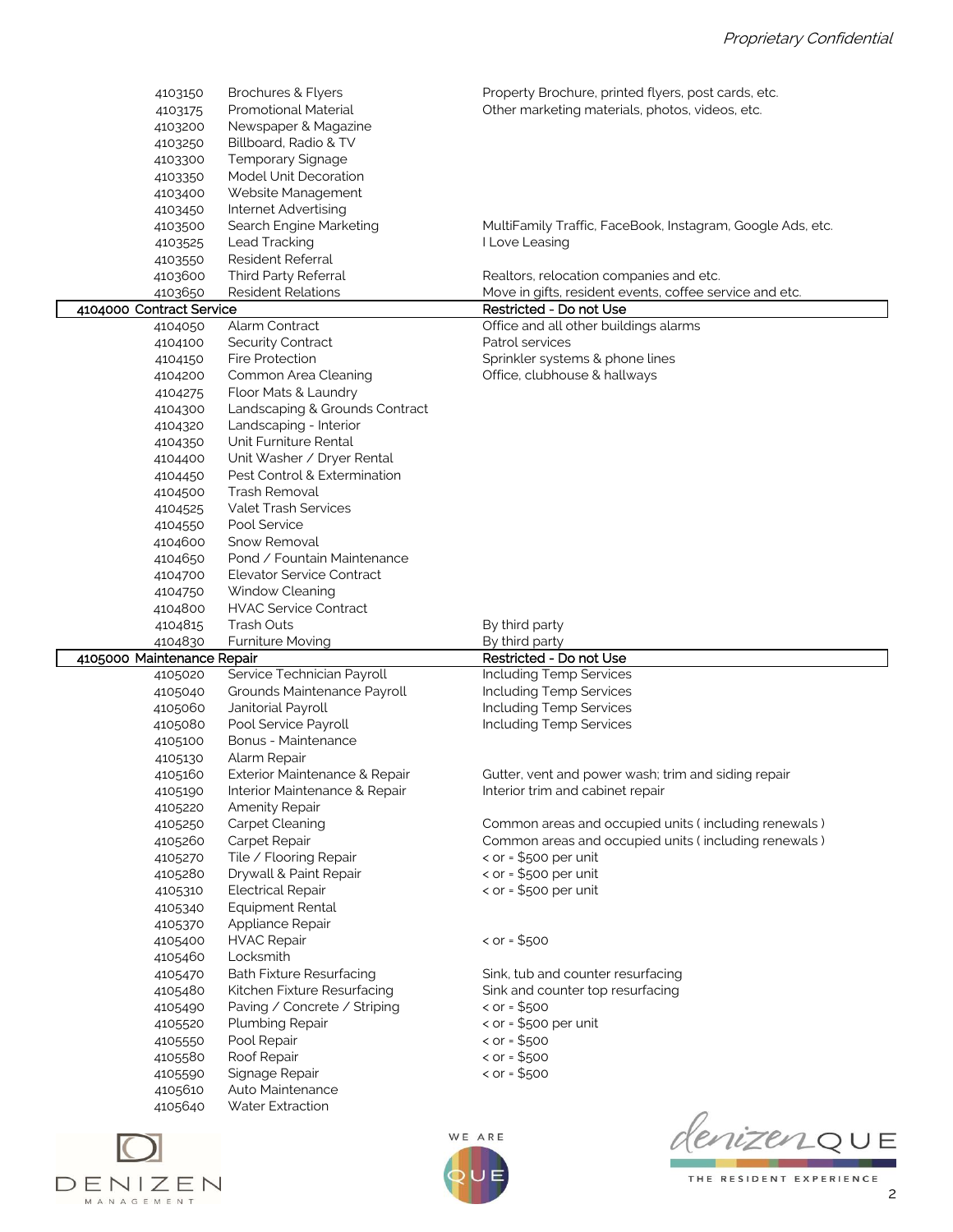| Account | Description | Notes |
|---|---|---|
| 4103150 | Brochures & Flyers | Property Brochure, printed flyers, post cards, etc. |
| 4103175 | Promotional Material | Other marketing materials, photos, videos, etc. |
| 4103200 | Newspaper & Magazine | |
| 4103250 | Billboard, Radio & TV | |
| 4103300 | Temporary Signage | |
| 4103350 | Model Unit Decoration | |
| 4103400 | Website Management | |
| 4103450 | Internet Advertising | |
| 4103500 | Search Engine Marketing | MultiFamily Traffic, FaceBook, Instagram, Google Ads, etc. |
| 4103525 | Lead Tracking | I Love Leasing |
| 4103550 | Resident Referral | |
| 4103600 | Third Party Referral | Realtors, relocation companies and etc. |
| 4103650 | Resident Relations | Move in gifts, resident events, coffee service and etc. |
| **4104000 Contract Service** | | **Restricted - Do not Use** |
| 4104050 | Alarm Contract | Office and all other buildings alarms |
| 4104100 | Security Contract | Patrol services |
| 4104150 | Fire Protection | Sprinkler systems & phone lines |
| 4104200 | Common Area Cleaning | Office, clubhouse & hallways |
| 4104275 | Floor Mats & Laundry | |
| 4104300 | Landscaping & Grounds Contract | |
| 4104320 | Landscaping - Interior | |
| 4104350 | Unit Furniture Rental | |
| 4104400 | Unit Washer / Dryer Rental | |
| 4104450 | Pest Control & Extermination | |
| 4104500 | Trash Removal | |
| 4104525 | Valet Trash Services | |
| 4104550 | Pool Service | |
| 4104600 | Snow Removal | |
| 4104650 | Pond / Fountain Maintenance | |
| 4104700 | Elevator Service Contract | |
| 4104750 | Window Cleaning | |
| 4104800 | HVAC Service Contract | |
| 4104815 | Trash Outs | By third party |
| 4104830 | Furniture Moving | By third party |
| **4105000 Maintenance Repair** | | **Restricted - Do not Use** |
| 4105020 | Service Technician Payroll | Including Temp Services |
| 4105040 | Grounds Maintenance Payroll | Including Temp Services |
| 4105060 | Janitorial Payroll | Including Temp Services |
| 4105080 | Pool Service Payroll | Including Temp Services |
| 4105100 | Bonus - Maintenance | |
| 4105130 | Alarm Repair | |
| 4105160 | Exterior Maintenance & Repair | Gutter, vent and power wash; trim and siding repair |
| 4105190 | Interior Maintenance & Repair | Interior trim and cabinet repair |
| 4105220 | Amenity Repair | |
| 4105250 | Carpet Cleaning | Common areas and occupied units ( including renewals ) |
| 4105260 | Carpet Repair | Common areas and occupied units ( including renewals ) |
| 4105270 | Tile / Flooring Repair | < or = $500 per unit |
| 4105280 | Drywall & Paint Repair | < or = $500 per unit |
| 4105310 | Electrical Repair | < or = $500 per unit |
| 4105340 | Equipment Rental | |
| 4105370 | Appliance Repair | |
| 4105400 | HVAC Repair | < or = $500 |
| 4105460 | Locksmith | |
| 4105470 | Bath Fixture Resurfacing | Sink, tub and counter resurfacing |
| 4105480 | Kitchen Fixture Resurfacing | Sink and counter top resurfacing |
| 4105490 | Paving / Concrete / Striping | < or = $500 |
| 4105520 | Plumbing Repair | < or = $500 per unit |
| 4105550 | Pool Repair | < or = $500 |
| 4105580 | Roof Repair | < or = $500 |
| 4105590 | Signage Repair | < or = $500 |
| 4105610 | Auto Maintenance | |
| 4105640 | Water Extraction | |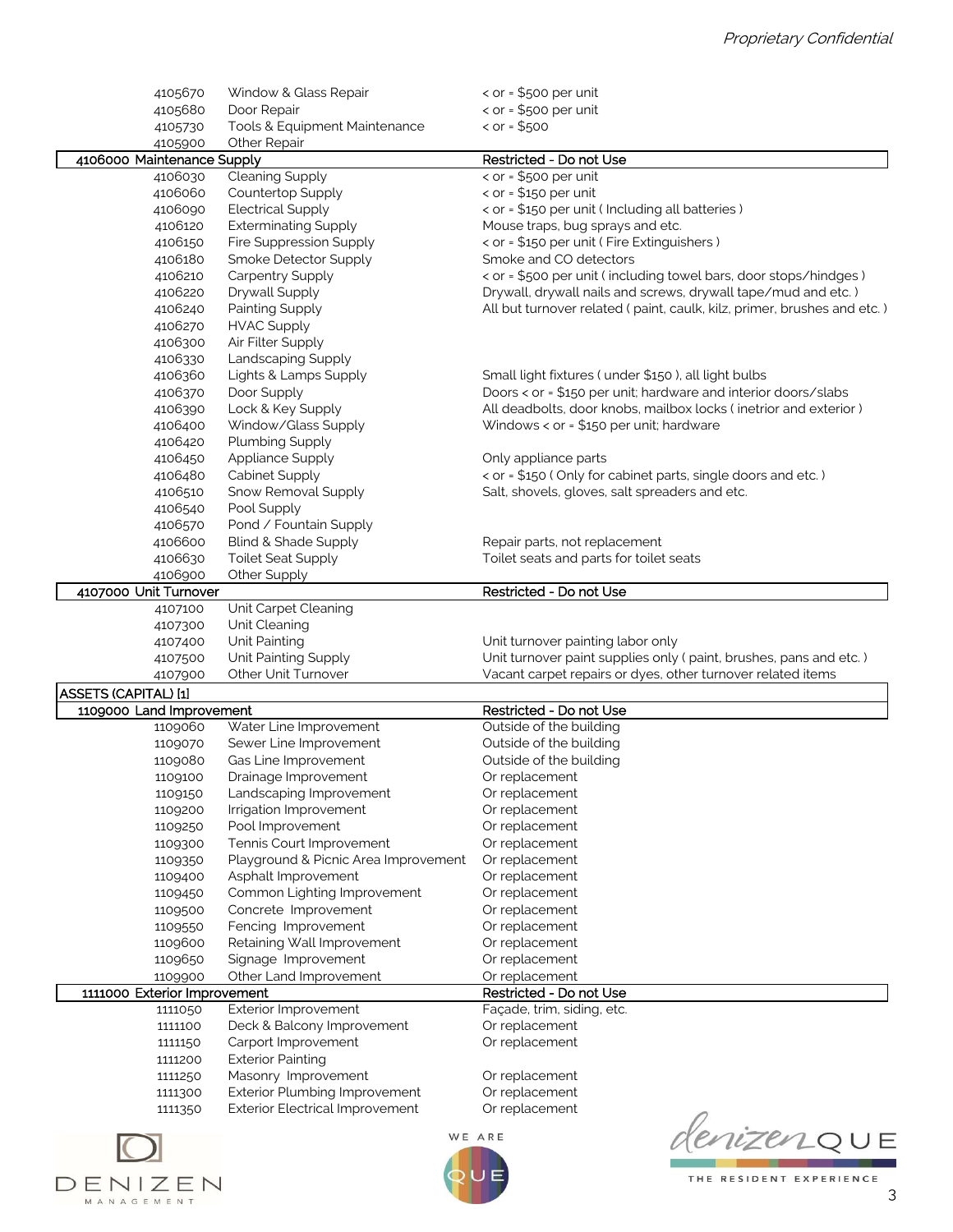| | | |
|---|---|---|
| 4105670 | Window & Glass Repair | < or = $500 per unit |
| 4105680 | Door Repair | < or = $500 per unit |
| 4105730 | Tools & Equipment Maintenance | < or = $500 |
| 4105900 | Other Repair | |
| **4106000 Maintenance Supply** | | **Restricted - Do not Use** |
| 4106030 | Cleaning Supply | < or = $500 per unit |
| 4106060 | Countertop Supply | < or = $150 per unit |
| 4106090 | Electrical Supply | < or = $150 per unit ( Including all batteries ) |
| 4106120 | Exterminating Supply | Mouse traps, bug sprays and etc. |
| 4106150 | Fire Suppression Supply | < or = $150 per unit ( Fire Extinguishers ) |
| 4106180 | Smoke Detector Supply | Smoke and CO detectors |
| 4106210 | Carpentry Supply | < or = $500 per unit ( including towel bars, door stops/hindges ) |
| 4106220 | Drywall Supply | Drywall, drywall nails and screws, drywall tape/mud and etc. ) |
| 4106240 | Painting Supply | All but turnover related ( paint, caulk, kilz, primer, brushes and etc. ) |
| 4106270 | HVAC Supply | |
| 4106300 | Air Filter Supply | |
| 4106330 | Landscaping Supply | |
| 4106360 | Lights & Lamps Supply | Small light fixtures ( under $150 ), all light bulbs |
| 4106370 | Door Supply | Doors < or = $150 per unit; hardware and interior doors/slabs |
| 4106390 | Lock & Key Supply | All deadbolts, door knobs, mailbox locks ( inetrior and exterior ) |
| 4106400 | Window/Glass Supply | Windows < or = $150 per unit; hardware |
| 4106420 | Plumbing Supply | |
| 4106450 | Appliance Supply | Only appliance parts |
| 4106480 | Cabinet Supply | < or = $150 ( Only for cabinet parts, single doors and etc. ) |
| 4106510 | Snow Removal Supply | Salt, shovels, gloves, salt spreaders and etc. |
| 4106540 | Pool Supply | |
| 4106570 | Pond / Fountain Supply | |
| 4106600 | Blind & Shade Supply | Repair parts, not replacement |
| 4106630 | Toilet Seat Supply | Toilet seats and parts for toilet seats |
| 4106900 | Other Supply | |
| **4107000 Unit Turnover** | | **Restricted - Do not Use** |
| 4107100 | Unit Carpet Cleaning | |
| 4107300 | Unit Cleaning | |
| 4107400 | Unit Painting | Unit turnover painting labor only |
| 4107500 | Unit Painting Supply | Unit turnover paint supplies only ( paint, brushes, pans and etc. ) |
| 4107900 | Other Unit Turnover | Vacant carpet repairs or dyes, other turnover related items |
| **ASSETS (CAPITAL) [1]** | | |
| **1109000 Land Improvement** | | **Restricted - Do not Use** |
| 1109060 | Water Line Improvement | Outside of the building |
| 1109070 | Sewer Line Improvement | Outside of the building |
| 1109080 | Gas Line Improvement | Outside of the building |
| 1109100 | Drainage Improvement | Or replacement |
| 1109150 | Landscaping Improvement | Or replacement |
| 1109200 | Irrigation Improvement | Or replacement |
| 1109250 | Pool Improvement | Or replacement |
| 1109300 | Tennis Court Improvement | Or replacement |
| 1109350 | Playground & Picnic Area Improvement | Or replacement |
| 1109400 | Asphalt Improvement | Or replacement |
| 1109450 | Common Lighting Improvement | Or replacement |
| 1109500 | Concrete Improvement | Or replacement |
| 1109550 | Fencing Improvement | Or replacement |
| 1109600 | Retaining Wall Improvement | Or replacement |
| 1109650 | Signage Improvement | Or replacement |
| 1109900 | Other Land Improvement | Or replacement |
| **1111000 Exterior Improvement** | | **Restricted - Do not Use** |
| 1111050 | Exterior Improvement | Façade, trim, siding, etc. |
| 1111100 | Deck & Balcony Improvement | Or replacement |
| 1111150 | Carport Improvement | Or replacement |
| 1111200 | Exterior Painting | |
| 1111250 | Masonry Improvement | Or replacement |
| 1111300 | Exterior Plumbing Improvement | Or replacement |
| 1111350 | Exterior Electrical Improvement | Or replacement |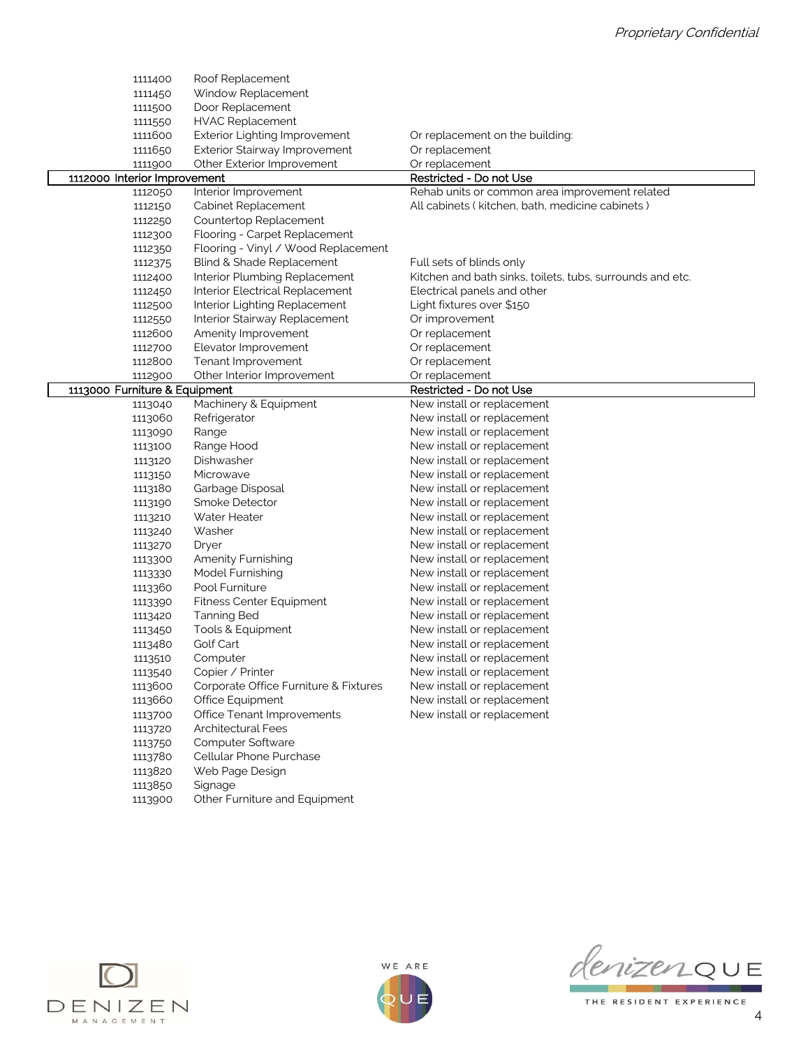| | | |
|---|---|---|
| 1111400 | Roof Replacement | |
| 1111450 | Window Replacement | |
| 1111500 | Door Replacement | |
| 1111550 | HVAC Replacement | |
| 1111600 | Exterior Lighting Improvement | Or replacement on the building: |
| 1111650 | Exterior Stairway Improvement | Or replacement |
| 1111900 | Other Exterior Improvement | Or replacement |
| **1112000 Interior Improvement** | | **Restricted - Do not Use** |
| 1112050 | Interior Improvement | Rehab units or common area improvement related |
| 1112150 | Cabinet Replacement | All cabinets ( kitchen, bath, medicine cabinets ) |
| 1112250 | Countertop Replacement | |
| 1112300 | Flooring - Carpet Replacement | |
| 1112350 | Flooring - Vinyl / Wood Replacement | |
| 1112375 | Blind & Shade Replacement | Full sets of blinds only |
| 1112400 | Interior Plumbing Replacement | Kitchen and bath sinks, toilets, tubs, surrounds and etc. |
| 1112450 | Interior Electrical Replacement | Electrical panels and other |
| 1112500 | Interior Lighting Replacement | Light fixtures over $150 |
| 1112550 | Interior Stairway Replacement | Or improvement |
| 1112600 | Amenity Improvement | Or replacement |
| 1112700 | Elevator Improvement | Or replacement |
| 1112800 | Tenant Improvement | Or replacement |
| 1112900 | Other Interior Improvement | Or replacement |
| **1113000 Furniture & Equipment** | | **Restricted - Do not Use** |
| 1113040 | Machinery & Equipment | New install or replacement |
| 1113060 | Refrigerator | New install or replacement |
| 1113090 | Range | New install or replacement |
| 1113100 | Range Hood | New install or replacement |
| 1113120 | Dishwasher | New install or replacement |
| 1113150 | Microwave | New install or replacement |
| 1113180 | Garbage Disposal | New install or replacement |
| 1113190 | Smoke Detector | New install or replacement |
| 1113210 | Water Heater | New install or replacement |
| 1113240 | Washer | New install or replacement |
| 1113270 | Dryer | New install or replacement |
| 1113300 | Amenity Furnishing | New install or replacement |
| 1113330 | Model Furnishing | New install or replacement |
| 1113360 | Pool Furniture | New install or replacement |
| 1113390 | Fitness Center Equipment | New install or replacement |
| 1113420 | Tanning Bed | New install or replacement |
| 1113450 | Tools & Equipment | New install or replacement |
| 1113480 | Golf Cart | New install or replacement |
| 1113510 | Computer | New install or replacement |
| 1113540 | Copier / Printer | New install or replacement |
| 1113600 | Corporate Office Furniture & Fixtures | New install or replacement |
| 1113660 | Office Equipment | New install or replacement |
| 1113700 | Office Tenant Improvements | New install or replacement |
| 1113720 | Architectural Fees | |
| 1113750 | Computer Software | |
| 1113780 | Cellular Phone Purchase | |
| 1113820 | Web Page Design | |
| 1113850 | Signage | |
| 1113900 | Other Furniture and Equipment | |